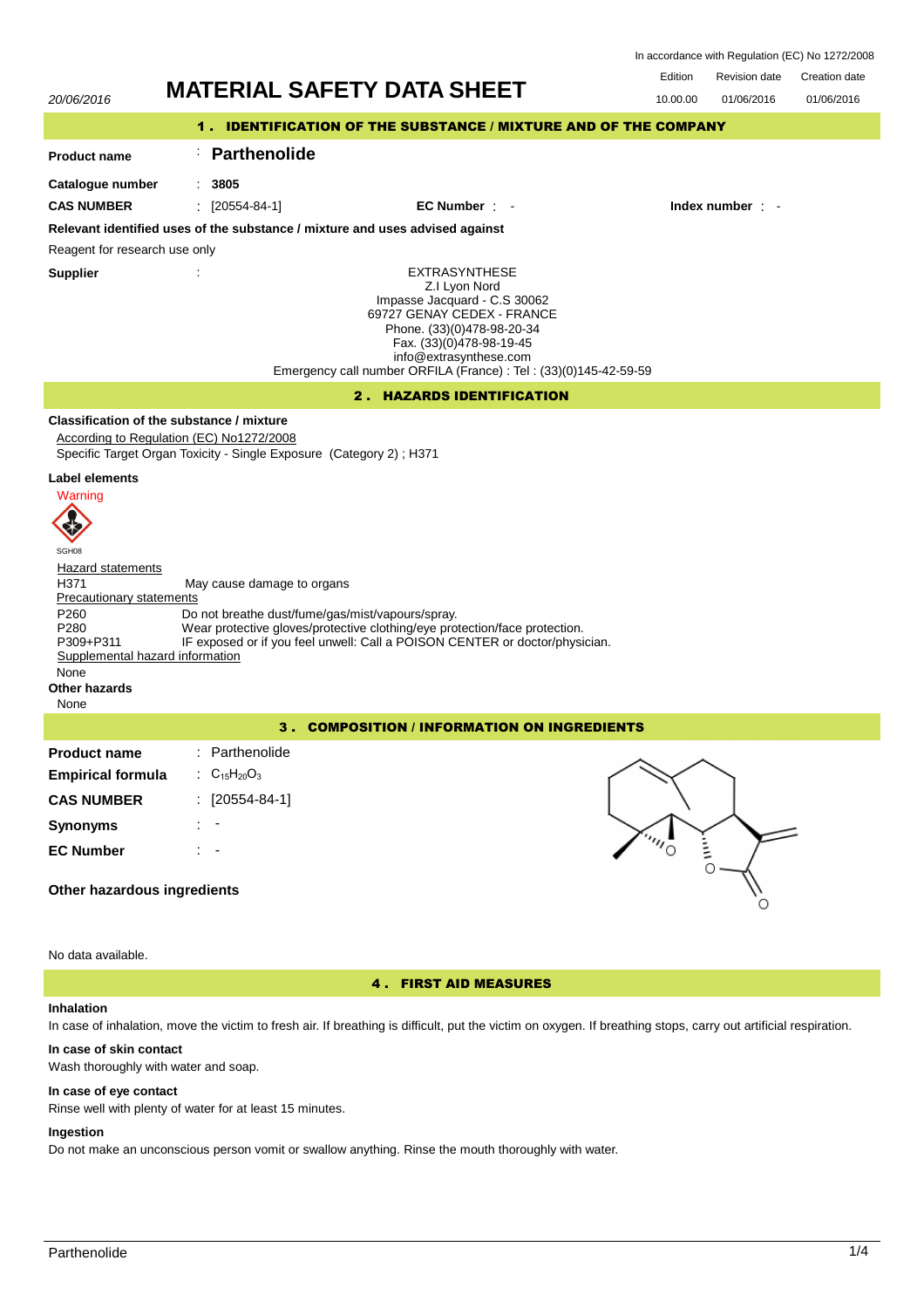In accordance with Regulation (EC) No 1272/2008

| 20/06/2016 | MATERIAL SAFETY DATA SHEET | Edition | Revision date | Creation date |
|---|---|---|---|---|
| | | 10.00.00 | 01/06/2016 | 01/06/2016 |

## 1. IDENTIFICATION OF THE SUBSTANCE / MIXTURE AND OF THE COMPANY

**Product name** : **Parthenolide**

**Catalogue number** : **3805**

**CAS NUMBER** : [20554-84-1] **EC Number** : - **Index number** : -

**Relevant identified uses of the substance / mixture and uses advised against**

Reagent for research use only

**Supplier** :

EXTRASYNTHESE
Z.I Lyon Nord
Impasse Jacquard - C.S 30062
69727 GENAY CEDEX - FRANCE
Phone. (33)(0)478-98-20-34
Fax. (33)(0)478-98-19-45
info@extrasynthese.com
Emergency call number ORFILA (France) : Tel : (33)(0)145-42-59-59

## 2. HAZARDS IDENTIFICATION

**Classification of the substance / mixture**

According to Regulation (EC) No1272/2008

Specific Target Organ Toxicity - Single Exposure (Category 2) ; H371

**Label elements**

Warning

SGH08

Hazard statements

H371 May cause damage to organs

Precautionary statements

P260 Do not breathe dust/fume/gas/mist/vapours/spray.
P280 Wear protective gloves/protective clothing/eye protection/face protection.
P309+P311 IF exposed or if you feel unwell: Call a POISON CENTER or doctor/physician.

Supplemental hazard information

None

**Other hazards**

None

## 3. COMPOSITION / INFORMATION ON INGREDIENTS

**Product name** : Parthenolide

**Empirical formula** : $C_{15}H_{20}O_3$

**CAS NUMBER** : [20554-84-1]

**Synonyms** : -

**EC Number** : -

**Other hazardous ingredients**

No data available.

## 4. FIRST AID MEASURES

**Inhalation**

In case of inhalation, move the victim to fresh air. If breathing is difficult, put the victim on oxygen. If breathing stops, carry out artificial respiration.

**In case of skin contact**

Wash thoroughly with water and soap.

**In case of eye contact**

Rinse well with plenty of water for at least 15 minutes.

**Ingestion**

Do not make an unconscious person vomit or swallow anything. Rinse the mouth thoroughly with water.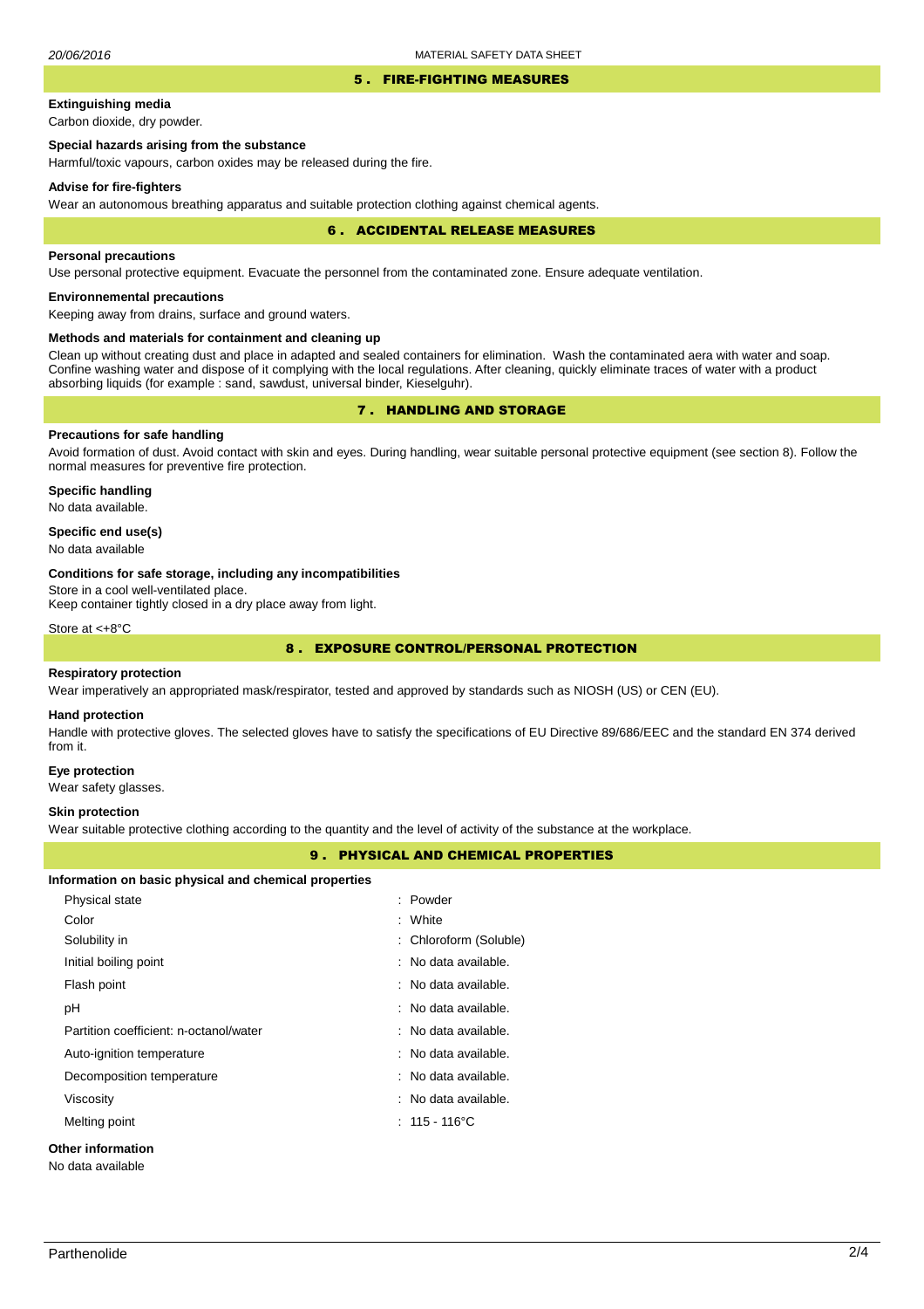## 5 . FIRE-FIGHTING MEASURES

### Extinguishing media

Carbon dioxide, dry powder.

### Special hazards arising from the substance

Harmful/toxic vapours, carbon oxides may be released during the fire.

### Advise for fire-fighters

Wear an autonomous breathing apparatus and suitable protection clothing against chemical agents.

## 6 . ACCIDENTAL RELEASE MEASURES

### Personal precautions

Use personal protective equipment. Evacuate the personnel from the contaminated zone. Ensure adequate ventilation.

### Environnemental precautions

Keeping away from drains, surface and ground waters.

### Methods and materials for containment and cleaning up

Clean up without creating dust and place in adapted and sealed containers for elimination. Wash the contaminated aera with water and soap. Confine washing water and dispose of it complying with the local regulations. After cleaning, quickly eliminate traces of water with a product absorbing liquids (for example : sand, sawdust, universal binder, Kieselguhr).

## 7 . HANDLING AND STORAGE

### Precautions for safe handling

Avoid formation of dust. Avoid contact with skin and eyes. During handling, wear suitable personal protective equipment (see section 8). Follow the normal measures for preventive fire protection.

### Specific handling

No data available.

### Specific end use(s)

No data available

### Conditions for safe storage, including any incompatibilities

Store in a cool well-ventilated place.
Keep container tightly closed in a dry place away from light.

Store at <+8°C

## 8 . EXPOSURE CONTROL/PERSONAL PROTECTION

### Respiratory protection

Wear imperatively an appropriated mask/respirator, tested and approved by standards such as NIOSH (US) or CEN (EU).

### Hand protection

Handle with protective gloves. The selected gloves have to satisfy the specifications of EU Directive 89/686/EEC and the standard EN 374 derived from it.

### Eye protection

Wear safety glasses.

### Skin protection

Wear suitable protective clothing according to the quantity and the level of activity of the substance at the workplace.

## 9 . PHYSICAL AND CHEMICAL PROPERTIES

### Information on basic physical and chemical properties

| Property | Value |
|---|---|
| Physical state | : Powder |
| Color | : White |
| Solubility in | : Chloroform (Soluble) |
| Initial boiling point | : No data available. |
| Flash point | : No data available. |
| pH | : No data available. |
| Partition coefficient: n-octanol/water | : No data available. |
| Auto-ignition temperature | : No data available. |
| Decomposition temperature | : No data available. |
| Viscosity | : No data available. |
| Melting point | : 115 - 116°C |

### Other information

No data available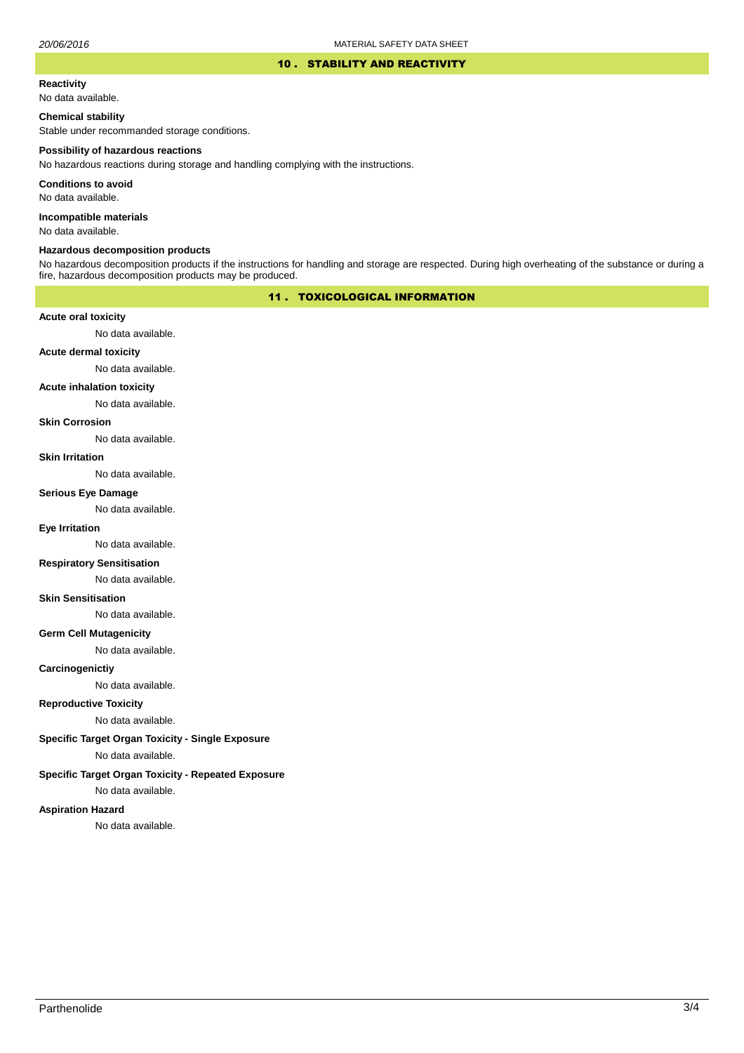## 10 . STABILITY AND REACTIVITY

**Reactivity**

No data available.

**Chemical stability**

Stable under recommanded storage conditions.

**Possibility of hazardous reactions**

No hazardous reactions during storage and handling complying with the instructions.

**Conditions to avoid**

No data available.

**Incompatible materials**

No data available.

**Hazardous decomposition products**

No hazardous decomposition products if the instructions for handling and storage are respected. During high overheating of the substance or during a fire, hazardous decomposition products may be produced.

## 11 . TOXICOLOGICAL INFORMATION

**Acute oral toxicity**

No data available.

**Acute dermal toxicity**

No data available.

**Acute inhalation toxicity**

No data available.

**Skin Corrosion**

No data available.

**Skin Irritation**

No data available.

**Serious Eye Damage**

No data available.

**Eye Irritation**

No data available.

**Respiratory Sensitisation**

No data available.

**Skin Sensitisation**

No data available.

**Germ Cell Mutagenicity**

No data available.

**Carcinogenictiy**

No data available.

**Reproductive Toxicity**

No data available.

**Specific Target Organ Toxicity - Single Exposure**

No data available.

**Specific Target Organ Toxicity - Repeated Exposure**

No data available.

**Aspiration Hazard**

No data available.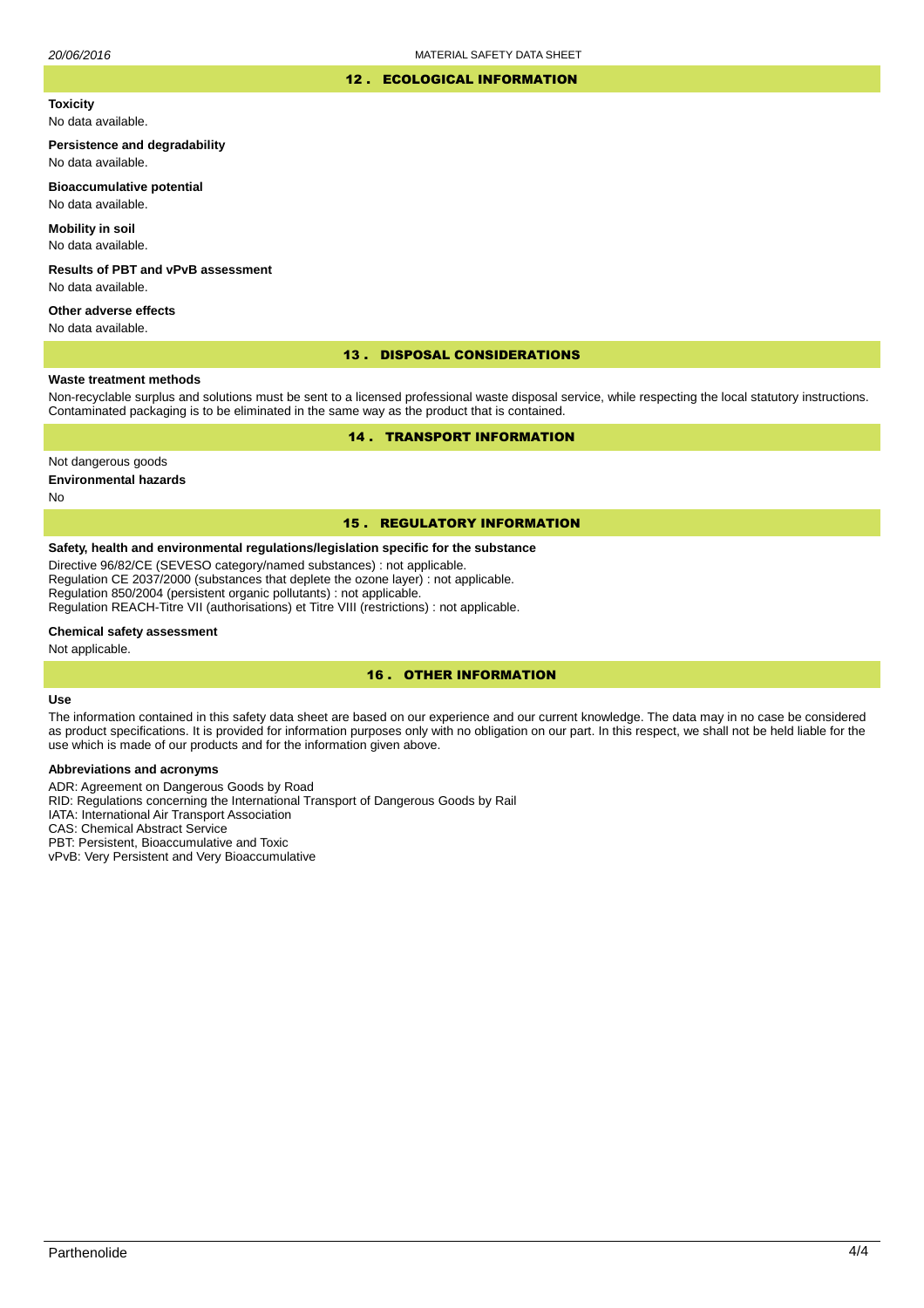## 12 . ECOLOGICAL INFORMATION

**Toxicity**

No data available.

**Persistence and degradability**

No data available.

**Bioaccumulative potential**

No data available.

**Mobility in soil**

No data available.

**Results of PBT and vPvB assessment**

No data available.

**Other adverse effects**

No data available.

## 13 . DISPOSAL CONSIDERATIONS

**Waste treatment methods**

Non-recyclable surplus and solutions must be sent to a licensed professional waste disposal service, while respecting the local statutory instructions. Contaminated packaging is to be eliminated in the same way as the product that is contained.

## 14 . TRANSPORT INFORMATION

Not dangerous goods

**Environmental hazards**

No

## 15 . REGULATORY INFORMATION

**Safety, health and environmental regulations/legislation specific for the substance**

Directive 96/82/CE (SEVESO category/named substances) : not applicable.
Regulation CE 2037/2000 (substances that deplete the ozone layer) : not applicable.
Regulation 850/2004 (persistent organic pollutants) : not applicable.
Regulation REACH-Titre VII (authorisations) et Titre VIII (restrictions) : not applicable.

**Chemical safety assessment**

Not applicable.

## 16 . OTHER INFORMATION

**Use**

The information contained in this safety data sheet are based on our experience and our current knowledge. The data may in no case be considered as product specifications. It is provided for information purposes only with no obligation on our part. In this respect, we shall not be held liable for the use which is made of our products and for the information given above.

**Abbreviations and acronyms**

ADR: Agreement on Dangerous Goods by Road
RID: Regulations concerning the International Transport of Dangerous Goods by Rail
IATA: International Air Transport Association
CAS: Chemical Abstract Service
PBT: Persistent, Bioaccumulative and Toxic
vPvB: Very Persistent and Very Bioaccumulative